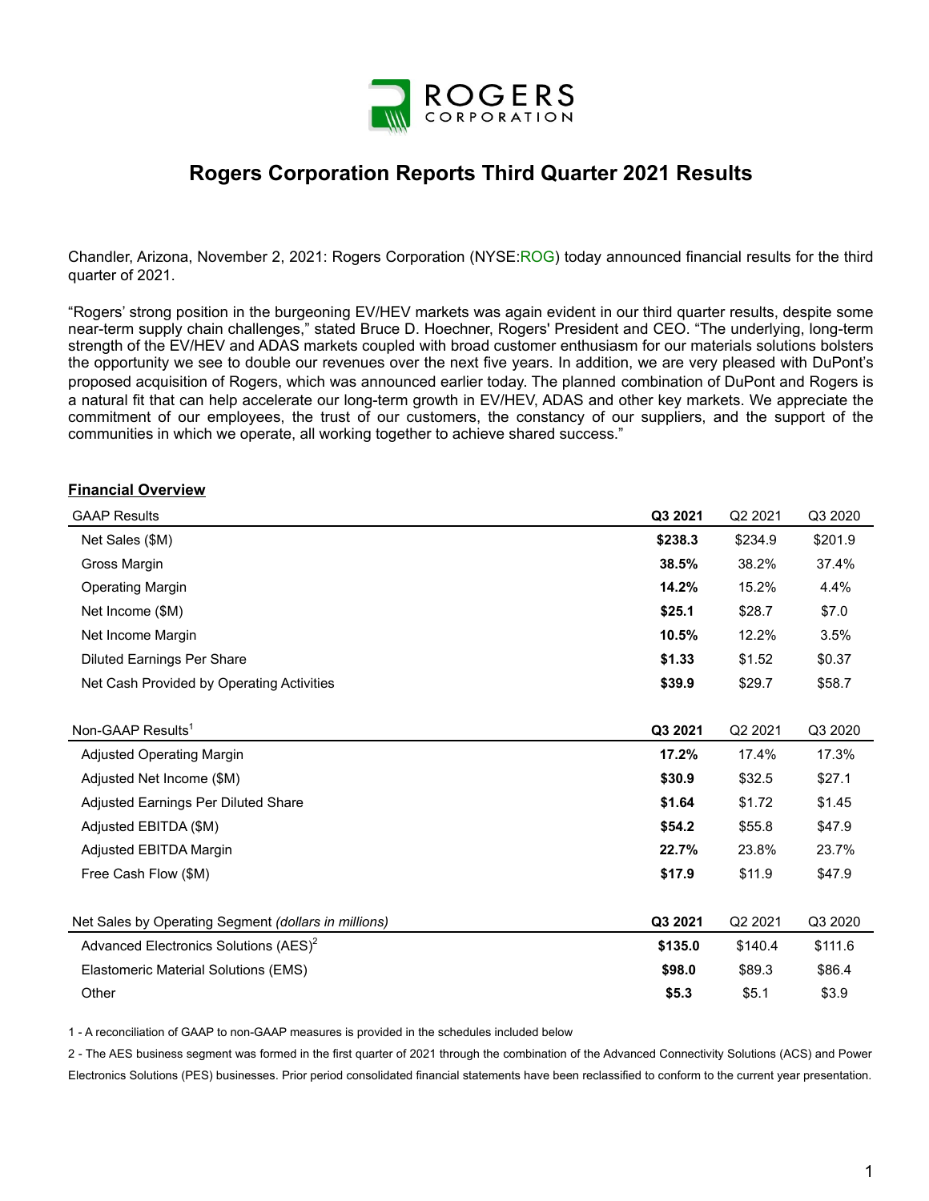# Rogers Corporation Reports Third Quarter 2021 Results

Chandler, Arizona, November 2, 2021: Rogers Corporation (NYSE:ROG) today announced financial results for the third quarter of 2021.

"Rogers' strong position in the burgeoning EV/HEV markets was again evident in our third quarter results, despite some near-term supply chain challenges," stated Bruce D. Hoechner, Rogers' President and CEO. "The underlying, long-term strength of the EV/HEV and ADAS markets coupled with broad customer enthusiasm for our materials solutions bolsters the opportunity we see to double our revenues over the next five years. In addition, we are very pleased with DuPont's proposed acquisition of Rogers, which was announced earlier today. The planned combination of DuPont and Rogers is a natural fit that can help accelerate our long-term growth in EV/HEV, ADAS and other key markets. We appreciate the commitment of our employees, the trust of our customers, the constancy of our suppliers, and the support of the communities in which we operate, all working together to achieve shared success."

## Financial Overview

| GAAP Results | Q3 2021 | Q2 2021 | Q3 2020 |
|---|---|---|---|
| Net Sales ($M) | **$238.3** | $234.9 | $201.9 |
| Gross Margin | **38.5%** | 38.2% | 37.4% |
| Operating Margin | **14.2%** | 15.2% | 4.4% |
| Net Income ($M) | **$25.1** | $28.7 | $7.0 |
| Net Income Margin | **10.5%** | 12.2% | 3.5% |
| Diluted Earnings Per Share | **$1.33** | $1.52 | $0.37 |
| Net Cash Provided by Operating Activities | **$39.9** | $29.7 | $58.7 |

| Non-GAAP Results[1] | Q3 2021 | Q2 2021 | Q3 2020 |
|---|---|---|---|
| Adjusted Operating Margin | **17.2%** | 17.4% | 17.3% |
| Adjusted Net Income ($M) | **$30.9** | $32.5 | $27.1 |
| Adjusted Earnings Per Diluted Share | **$1.64** | $1.72 | $1.45 |
| Adjusted EBITDA ($M) | **$54.2** | $55.8 | $47.9 |
| Adjusted EBITDA Margin | **22.7%** | 23.8% | 23.7% |
| Free Cash Flow ($M) | **$17.9** | $11.9 | $47.9 |

| Net Sales by Operating Segment *(dollars in millions)* | Q3 2021 | Q2 2021 | Q3 2020 |
|---|---|---|---|
| Advanced Electronics Solutions (AES)[2] | **$135.0** | $140.4 | $111.6 |
| Elastomeric Material Solutions (EMS) | **$98.0** | $89.3 | $86.4 |
| Other | **$5.3** | $5.1 | $3.9 |

1 - A reconciliation of GAAP to non-GAAP measures is provided in the schedules included below

2 - The AES business segment was formed in the first quarter of 2021 through the combination of the Advanced Connectivity Solutions (ACS) and Power Electronics Solutions (PES) businesses. Prior period consolidated financial statements have been reclassified to conform to the current year presentation.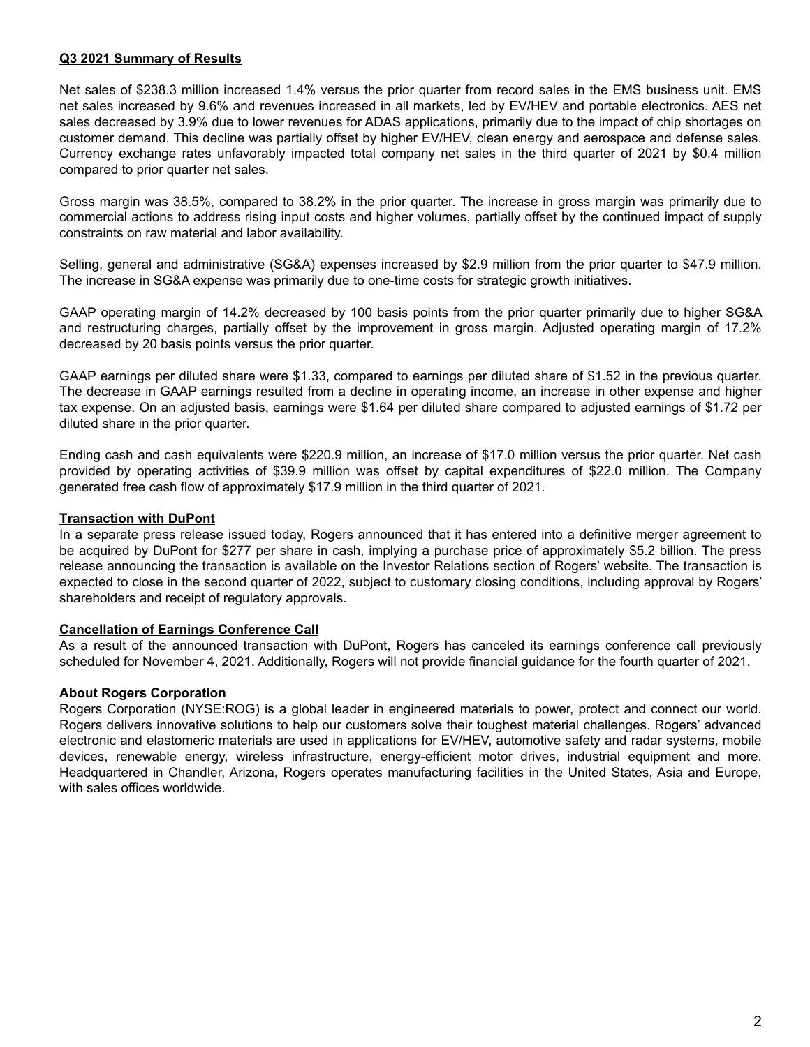## Q3 2021 Summary of Results

Net sales of $238.3 million increased 1.4% versus the prior quarter from record sales in the EMS business unit. EMS net sales increased by 9.6% and revenues increased in all markets, led by EV/HEV and portable electronics. AES net sales decreased by 3.9% due to lower revenues for ADAS applications, primarily due to the impact of chip shortages on customer demand. This decline was partially offset by higher EV/HEV, clean energy and aerospace and defense sales. Currency exchange rates unfavorably impacted total company net sales in the third quarter of 2021 by $0.4 million compared to prior quarter net sales.

Gross margin was 38.5%, compared to 38.2% in the prior quarter. The increase in gross margin was primarily due to commercial actions to address rising input costs and higher volumes, partially offset by the continued impact of supply constraints on raw material and labor availability.

Selling, general and administrative (SG&A) expenses increased by $2.9 million from the prior quarter to $47.9 million. The increase in SG&A expense was primarily due to one-time costs for strategic growth initiatives.

GAAP operating margin of 14.2% decreased by 100 basis points from the prior quarter primarily due to higher SG&A and restructuring charges, partially offset by the improvement in gross margin. Adjusted operating margin of 17.2% decreased by 20 basis points versus the prior quarter.

GAAP earnings per diluted share were $1.33, compared to earnings per diluted share of $1.52 in the previous quarter. The decrease in GAAP earnings resulted from a decline in operating income, an increase in other expense and higher tax expense. On an adjusted basis, earnings were $1.64 per diluted share compared to adjusted earnings of $1.72 per diluted share in the prior quarter.

Ending cash and cash equivalents were $220.9 million, an increase of $17.0 million versus the prior quarter. Net cash provided by operating activities of $39.9 million was offset by capital expenditures of $22.0 million. The Company generated free cash flow of approximately $17.9 million in the third quarter of 2021.

## Transaction with DuPont

In a separate press release issued today, Rogers announced that it has entered into a definitive merger agreement to be acquired by DuPont for $277 per share in cash, implying a purchase price of approximately $5.2 billion. The press release announcing the transaction is available on the Investor Relations section of Rogers' website. The transaction is expected to close in the second quarter of 2022, subject to customary closing conditions, including approval by Rogers' shareholders and receipt of regulatory approvals.

## Cancellation of Earnings Conference Call

As a result of the announced transaction with DuPont, Rogers has canceled its earnings conference call previously scheduled for November 4, 2021. Additionally, Rogers will not provide financial guidance for the fourth quarter of 2021.

## About Rogers Corporation

Rogers Corporation (NYSE:ROG) is a global leader in engineered materials to power, protect and connect our world. Rogers delivers innovative solutions to help our customers solve their toughest material challenges. Rogers' advanced electronic and elastomeric materials are used in applications for EV/HEV, automotive safety and radar systems, mobile devices, renewable energy, wireless infrastructure, energy-efficient motor drives, industrial equipment and more. Headquartered in Chandler, Arizona, Rogers operates manufacturing facilities in the United States, Asia and Europe, with sales offices worldwide.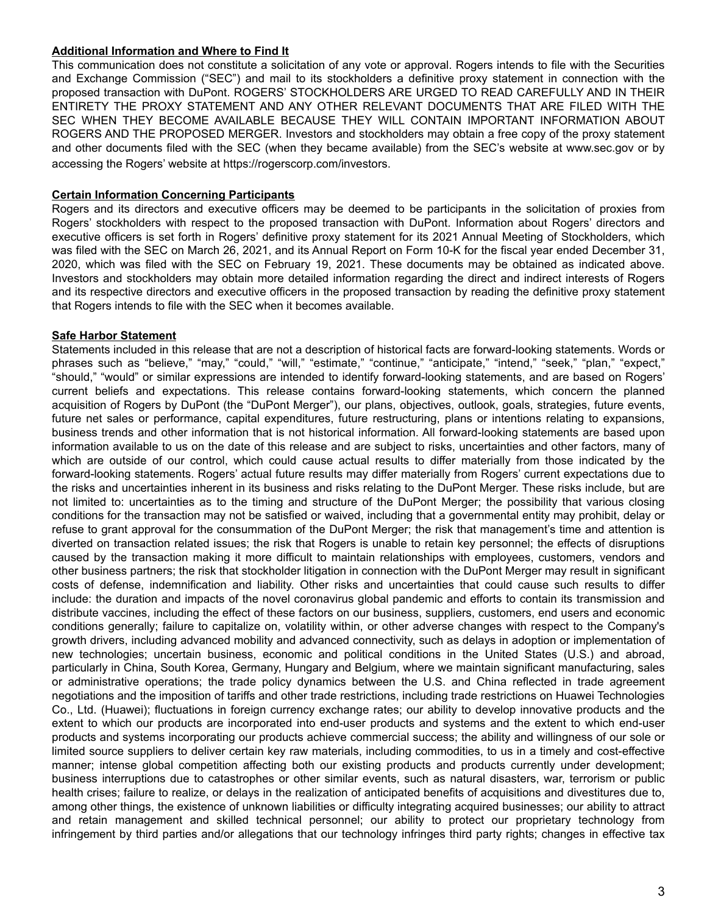**Additional Information and Where to Find It**

This communication does not constitute a solicitation of any vote or approval. Rogers intends to file with the Securities and Exchange Commission ("SEC") and mail to its stockholders a definitive proxy statement in connection with the proposed transaction with DuPont. ROGERS' STOCKHOLDERS ARE URGED TO READ CAREFULLY AND IN THEIR ENTIRETY THE PROXY STATEMENT AND ANY OTHER RELEVANT DOCUMENTS THAT ARE FILED WITH THE SEC WHEN THEY BECOME AVAILABLE BECAUSE THEY WILL CONTAIN IMPORTANT INFORMATION ABOUT ROGERS AND THE PROPOSED MERGER. Investors and stockholders may obtain a free copy of the proxy statement and other documents filed with the SEC (when they became available) from the SEC's website at www.sec.gov or by accessing the Rogers' website at https://rogerscorp.com/investors.

**Certain Information Concerning Participants**

Rogers and its directors and executive officers may be deemed to be participants in the solicitation of proxies from Rogers' stockholders with respect to the proposed transaction with DuPont. Information about Rogers' directors and executive officers is set forth in Rogers' definitive proxy statement for its 2021 Annual Meeting of Stockholders, which was filed with the SEC on March 26, 2021, and its Annual Report on Form 10-K for the fiscal year ended December 31, 2020, which was filed with the SEC on February 19, 2021. These documents may be obtained as indicated above. Investors and stockholders may obtain more detailed information regarding the direct and indirect interests of Rogers and its respective directors and executive officers in the proposed transaction by reading the definitive proxy statement that Rogers intends to file with the SEC when it becomes available.

**Safe Harbor Statement**

Statements included in this release that are not a description of historical facts are forward-looking statements. Words or phrases such as "believe," "may," "could," "will," "estimate," "continue," "anticipate," "intend," "seek," "plan," "expect," "should," "would" or similar expressions are intended to identify forward-looking statements, and are based on Rogers' current beliefs and expectations. This release contains forward-looking statements, which concern the planned acquisition of Rogers by DuPont (the "DuPont Merger"), our plans, objectives, outlook, goals, strategies, future events, future net sales or performance, capital expenditures, future restructuring, plans or intentions relating to expansions, business trends and other information that is not historical information. All forward-looking statements are based upon information available to us on the date of this release and are subject to risks, uncertainties and other factors, many of which are outside of our control, which could cause actual results to differ materially from those indicated by the forward-looking statements. Rogers' actual future results may differ materially from Rogers' current expectations due to the risks and uncertainties inherent in its business and risks relating to the DuPont Merger. These risks include, but are not limited to: uncertainties as to the timing and structure of the DuPont Merger; the possibility that various closing conditions for the transaction may not be satisfied or waived, including that a governmental entity may prohibit, delay or refuse to grant approval for the consummation of the DuPont Merger; the risk that management's time and attention is diverted on transaction related issues; the risk that Rogers is unable to retain key personnel; the effects of disruptions caused by the transaction making it more difficult to maintain relationships with employees, customers, vendors and other business partners; the risk that stockholder litigation in connection with the DuPont Merger may result in significant costs of defense, indemnification and liability. Other risks and uncertainties that could cause such results to differ include: the duration and impacts of the novel coronavirus global pandemic and efforts to contain its transmission and distribute vaccines, including the effect of these factors on our business, suppliers, customers, end users and economic conditions generally; failure to capitalize on, volatility within, or other adverse changes with respect to the Company's growth drivers, including advanced mobility and advanced connectivity, such as delays in adoption or implementation of new technologies; uncertain business, economic and political conditions in the United States (U.S.) and abroad, particularly in China, South Korea, Germany, Hungary and Belgium, where we maintain significant manufacturing, sales or administrative operations; the trade policy dynamics between the U.S. and China reflected in trade agreement negotiations and the imposition of tariffs and other trade restrictions, including trade restrictions on Huawei Technologies Co., Ltd. (Huawei); fluctuations in foreign currency exchange rates; our ability to develop innovative products and the extent to which our products are incorporated into end-user products and systems and the extent to which end-user products and systems incorporating our products achieve commercial success; the ability and willingness of our sole or limited source suppliers to deliver certain key raw materials, including commodities, to us in a timely and cost-effective manner; intense global competition affecting both our existing products and products currently under development; business interruptions due to catastrophes or other similar events, such as natural disasters, war, terrorism or public health crises; failure to realize, or delays in the realization of anticipated benefits of acquisitions and divestitures due to, among other things, the existence of unknown liabilities or difficulty integrating acquired businesses; our ability to attract and retain management and skilled technical personnel; our ability to protect our proprietary technology from infringement by third parties and/or allegations that our technology infringes third party rights; changes in effective tax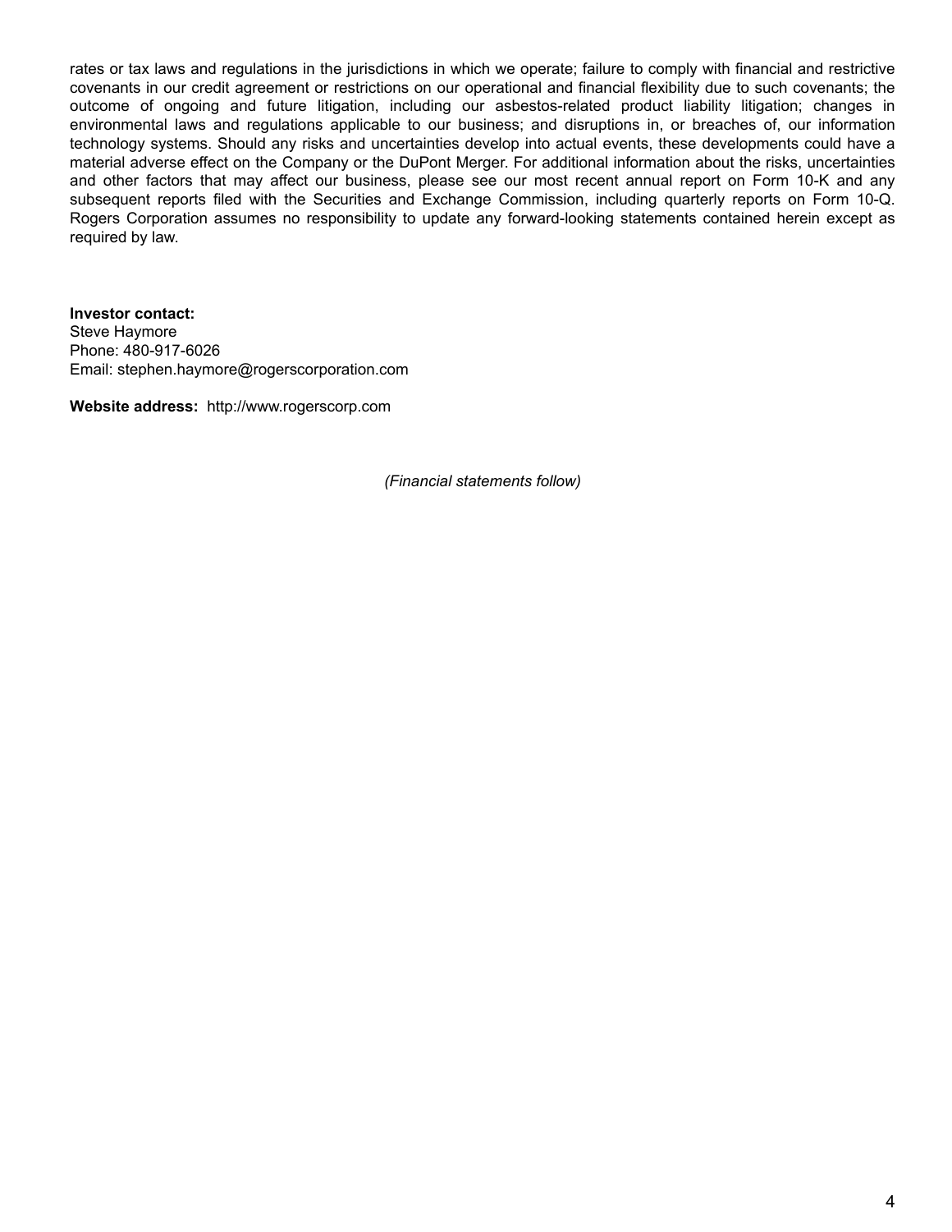rates or tax laws and regulations in the jurisdictions in which we operate; failure to comply with financial and restrictive covenants in our credit agreement or restrictions on our operational and financial flexibility due to such covenants; the outcome of ongoing and future litigation, including our asbestos-related product liability litigation; changes in environmental laws and regulations applicable to our business; and disruptions in, or breaches of, our information technology systems. Should any risks and uncertainties develop into actual events, these developments could have a material adverse effect on the Company or the DuPont Merger. For additional information about the risks, uncertainties and other factors that may affect our business, please see our most recent annual report on Form 10-K and any subsequent reports filed with the Securities and Exchange Commission, including quarterly reports on Form 10-Q. Rogers Corporation assumes no responsibility to update any forward-looking statements contained herein except as required by law.

**Investor contact:**
Steve Haymore
Phone: 480-917-6026
Email: stephen.haymore@rogerscorporation.com

**Website address:** http://www.rogerscorp.com

*(Financial statements follow)*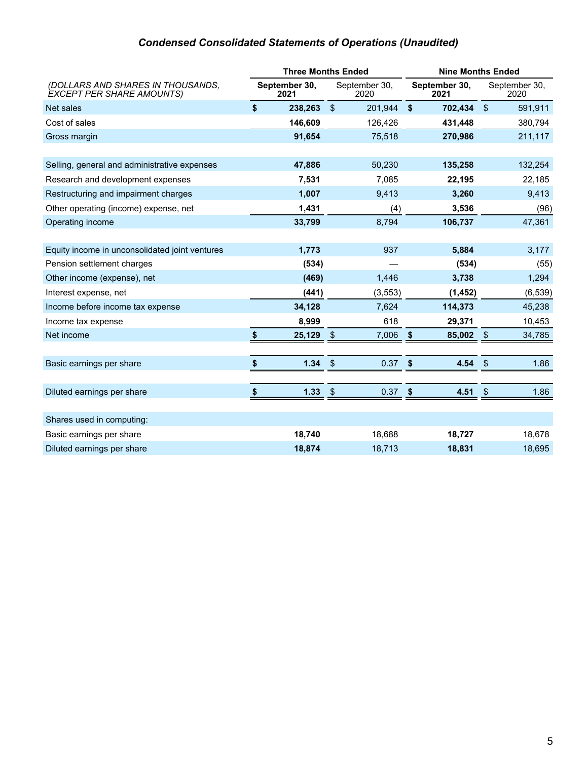## *Condensed Consolidated Statements of Operations (Unaudited)*

| *(DOLLARS AND SHARES IN THOUSANDS, EXCEPT PER SHARE AMOUNTS)* | Three Months Ended | | Nine Months Ended | |
|---|---|---|---|---|
| | **September 30, 2021** | September 30, 2020 | **September 30, 2021** | September 30, 2020 |
| Net sales | **$ 238,263** | $ 201,944 | **$ 702,434** | $ 591,911 |
| Cost of sales | **146,609** | 126,426 | **431,448** | 380,794 |
| Gross margin | **91,654** | 75,518 | **270,986** | 211,117 |
| | | | | |
| Selling, general and administrative expenses | **47,886** | 50,230 | **135,258** | 132,254 |
| Research and development expenses | **7,531** | 7,085 | **22,195** | 22,185 |
| Restructuring and impairment charges | **1,007** | 9,413 | **3,260** | 9,413 |
| Other operating (income) expense, net | **1,431** | (4) | **3,536** | (96) |
| Operating income | **33,799** | 8,794 | **106,737** | 47,361 |
| | | | | |
| Equity income in unconsolidated joint ventures | **1,773** | 937 | **5,884** | 3,177 |
| Pension settlement charges | **(534)** | — | **(534)** | (55) |
| Other income (expense), net | **(469)** | 1,446 | **3,738** | 1,294 |
| Interest expense, net | **(441)** | (3,553) | **(1,452)** | (6,539) |
| Income before income tax expense | **34,128** | 7,624 | **114,373** | 45,238 |
| Income tax expense | **8,999** | 618 | **29,371** | 10,453 |
| Net income | **$ 25,129** | $ 7,006 | **$ 85,002** | $ 34,785 |
| | | | | |
| Basic earnings per share | **$ 1.34** | $ 0.37 | **$ 4.54** | $ 1.86 |
| | | | | |
| Diluted earnings per share | **$ 1.33** | $ 0.37 | **$ 4.51** | $ 1.86 |
| | | | | |
| Shares used in computing: | | | | |
| Basic earnings per share | **18,740** | 18,688 | **18,727** | 18,678 |
| Diluted earnings per share | **18,874** | 18,713 | **18,831** | 18,695 |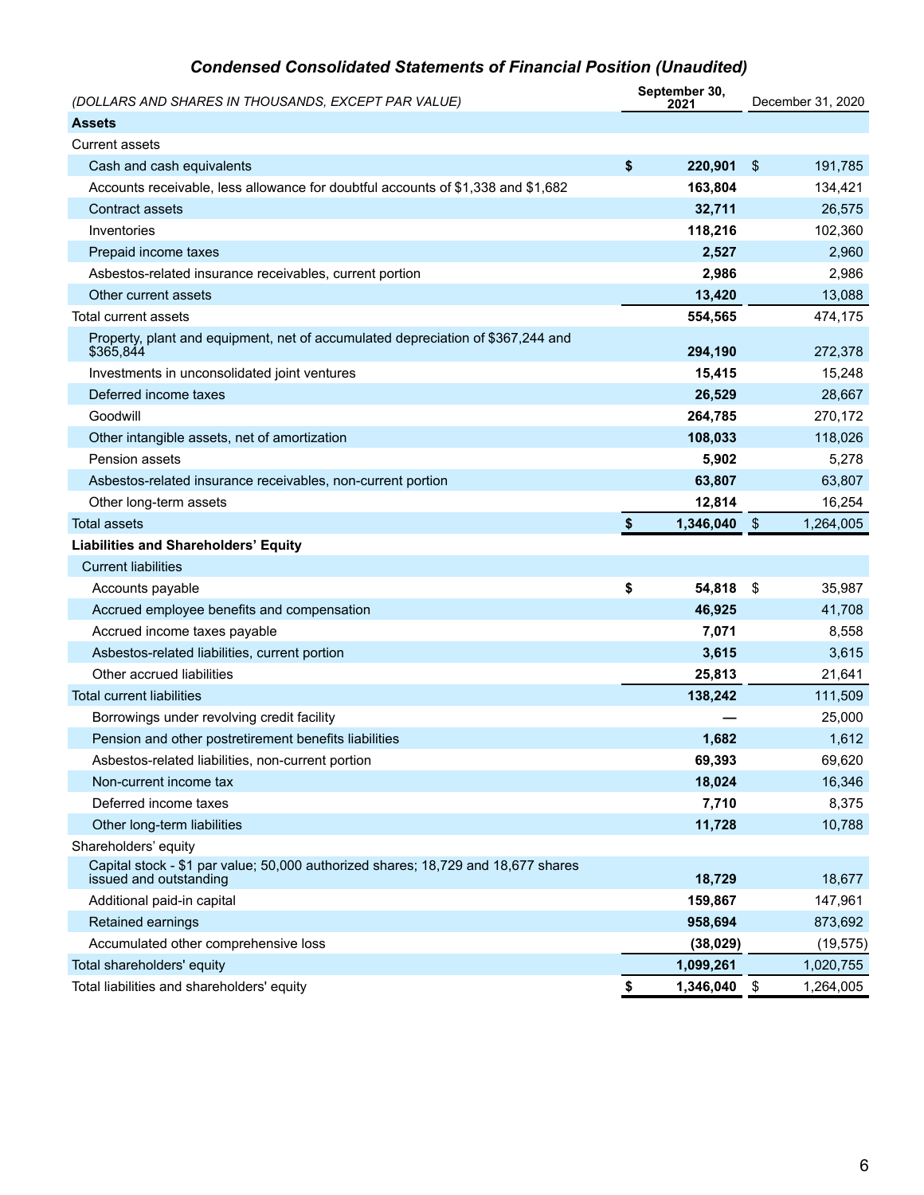## *Condensed Consolidated Statements of Financial Position (Unaudited)*

| *(DOLLARS AND SHARES IN THOUSANDS, EXCEPT PAR VALUE)* | September 30, 2021 | December 31, 2020 |
|---|---|---|
| **Assets** | | |
| Current assets | | |
| Cash and cash equivalents | **$ 220,901** | $ 191,785 |
| Accounts receivable, less allowance for doubtful accounts of $1,338 and $1,682 | **163,804** | 134,421 |
| Contract assets | **32,711** | 26,575 |
| Inventories | **118,216** | 102,360 |
| Prepaid income taxes | **2,527** | 2,960 |
| Asbestos-related insurance receivables, current portion | **2,986** | 2,986 |
| Other current assets | **13,420** | 13,088 |
| Total current assets | **554,565** | 474,175 |
| Property, plant and equipment, net of accumulated depreciation of $367,244 and $365,844 | **294,190** | 272,378 |
| Investments in unconsolidated joint ventures | **15,415** | 15,248 |
| Deferred income taxes | **26,529** | 28,667 |
| Goodwill | **264,785** | 270,172 |
| Other intangible assets, net of amortization | **108,033** | 118,026 |
| Pension assets | **5,902** | 5,278 |
| Asbestos-related insurance receivables, non-current portion | **63,807** | 63,807 |
| Other long-term assets | **12,814** | 16,254 |
| Total assets | **$ 1,346,040** | $ 1,264,005 |
| **Liabilities and Shareholders' Equity** | | |
| Current liabilities | | |
| Accounts payable | **$ 54,818** | $ 35,987 |
| Accrued employee benefits and compensation | **46,925** | 41,708 |
| Accrued income taxes payable | **7,071** | 8,558 |
| Asbestos-related liabilities, current portion | **3,615** | 3,615 |
| Other accrued liabilities | **25,813** | 21,641 |
| Total current liabilities | **138,242** | 111,509 |
| Borrowings under revolving credit facility | **—** | 25,000 |
| Pension and other postretirement benefits liabilities | **1,682** | 1,612 |
| Asbestos-related liabilities, non-current portion | **69,393** | 69,620 |
| Non-current income tax | **18,024** | 16,346 |
| Deferred income taxes | **7,710** | 8,375 |
| Other long-term liabilities | **11,728** | 10,788 |
| Shareholders' equity | | |
| Capital stock - $1 par value; 50,000 authorized shares; 18,729 and 18,677 shares issued and outstanding | **18,729** | 18,677 |
| Additional paid-in capital | **159,867** | 147,961 |
| Retained earnings | **958,694** | 873,692 |
| Accumulated other comprehensive loss | **(38,029)** | (19,575) |
| Total shareholders' equity | **1,099,261** | 1,020,755 |
| Total liabilities and shareholders' equity | **$ 1,346,040** | $ 1,264,005 |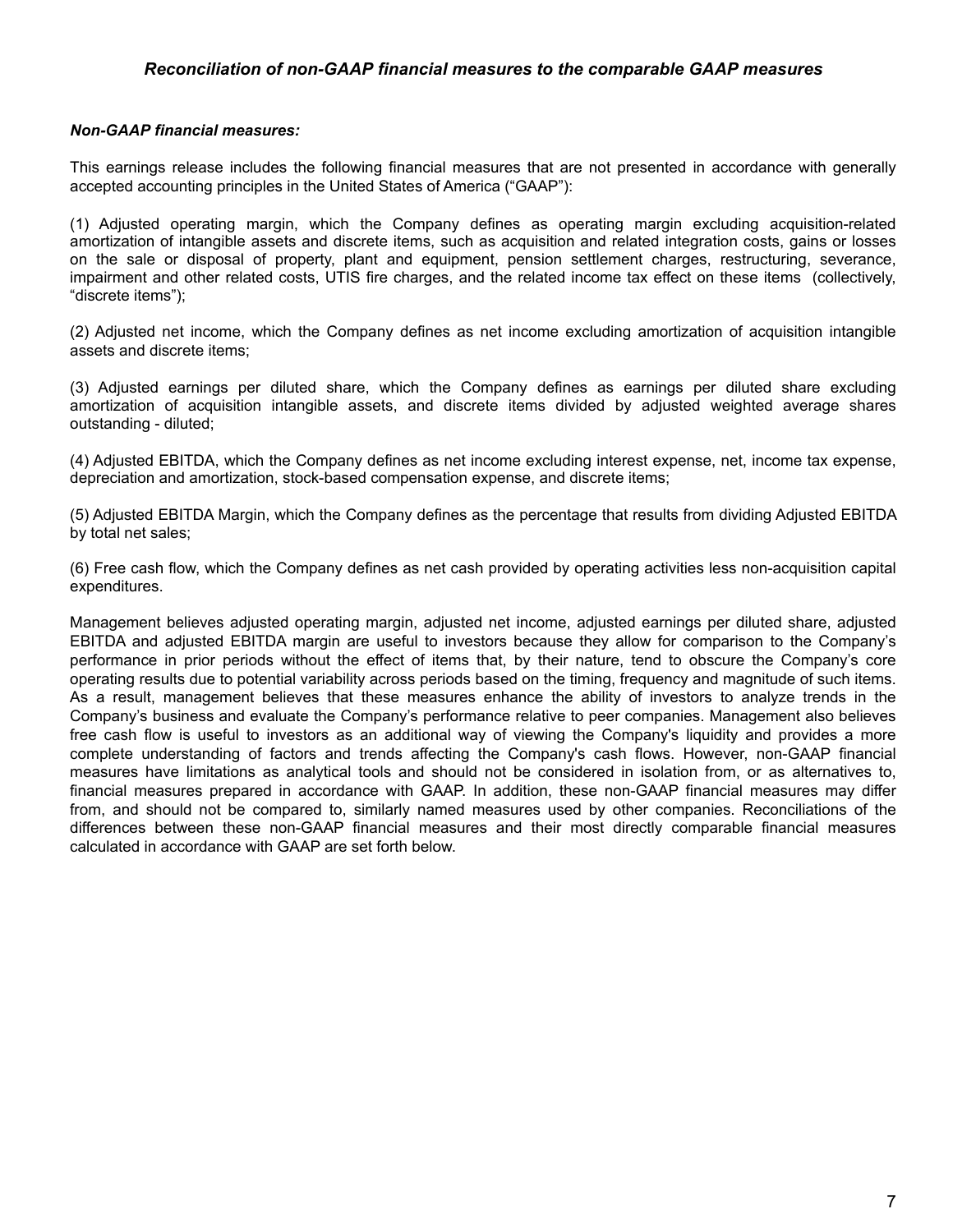## *Reconciliation of non-GAAP financial measures to the comparable GAAP measures*

***Non-GAAP financial measures:***

This earnings release includes the following financial measures that are not presented in accordance with generally accepted accounting principles in the United States of America ("GAAP"):

(1) Adjusted operating margin, which the Company defines as operating margin excluding acquisition-related amortization of intangible assets and discrete items, such as acquisition and related integration costs, gains or losses on the sale or disposal of property, plant and equipment, pension settlement charges, restructuring, severance, impairment and other related costs, UTIS fire charges, and the related income tax effect on these items (collectively, "discrete items");

(2) Adjusted net income, which the Company defines as net income excluding amortization of acquisition intangible assets and discrete items;

(3) Adjusted earnings per diluted share, which the Company defines as earnings per diluted share excluding amortization of acquisition intangible assets, and discrete items divided by adjusted weighted average shares outstanding - diluted;

(4) Adjusted EBITDA, which the Company defines as net income excluding interest expense, net, income tax expense, depreciation and amortization, stock-based compensation expense, and discrete items;

(5) Adjusted EBITDA Margin, which the Company defines as the percentage that results from dividing Adjusted EBITDA by total net sales;

(6) Free cash flow, which the Company defines as net cash provided by operating activities less non-acquisition capital expenditures.

Management believes adjusted operating margin, adjusted net income, adjusted earnings per diluted share, adjusted EBITDA and adjusted EBITDA margin are useful to investors because they allow for comparison to the Company's performance in prior periods without the effect of items that, by their nature, tend to obscure the Company's core operating results due to potential variability across periods based on the timing, frequency and magnitude of such items. As a result, management believes that these measures enhance the ability of investors to analyze trends in the Company's business and evaluate the Company's performance relative to peer companies. Management also believes free cash flow is useful to investors as an additional way of viewing the Company's liquidity and provides a more complete understanding of factors and trends affecting the Company's cash flows. However, non-GAAP financial measures have limitations as analytical tools and should not be considered in isolation from, or as alternatives to, financial measures prepared in accordance with GAAP. In addition, these non-GAAP financial measures may differ from, and should not be compared to, similarly named measures used by other companies. Reconciliations of the differences between these non-GAAP financial measures and their most directly comparable financial measures calculated in accordance with GAAP are set forth below.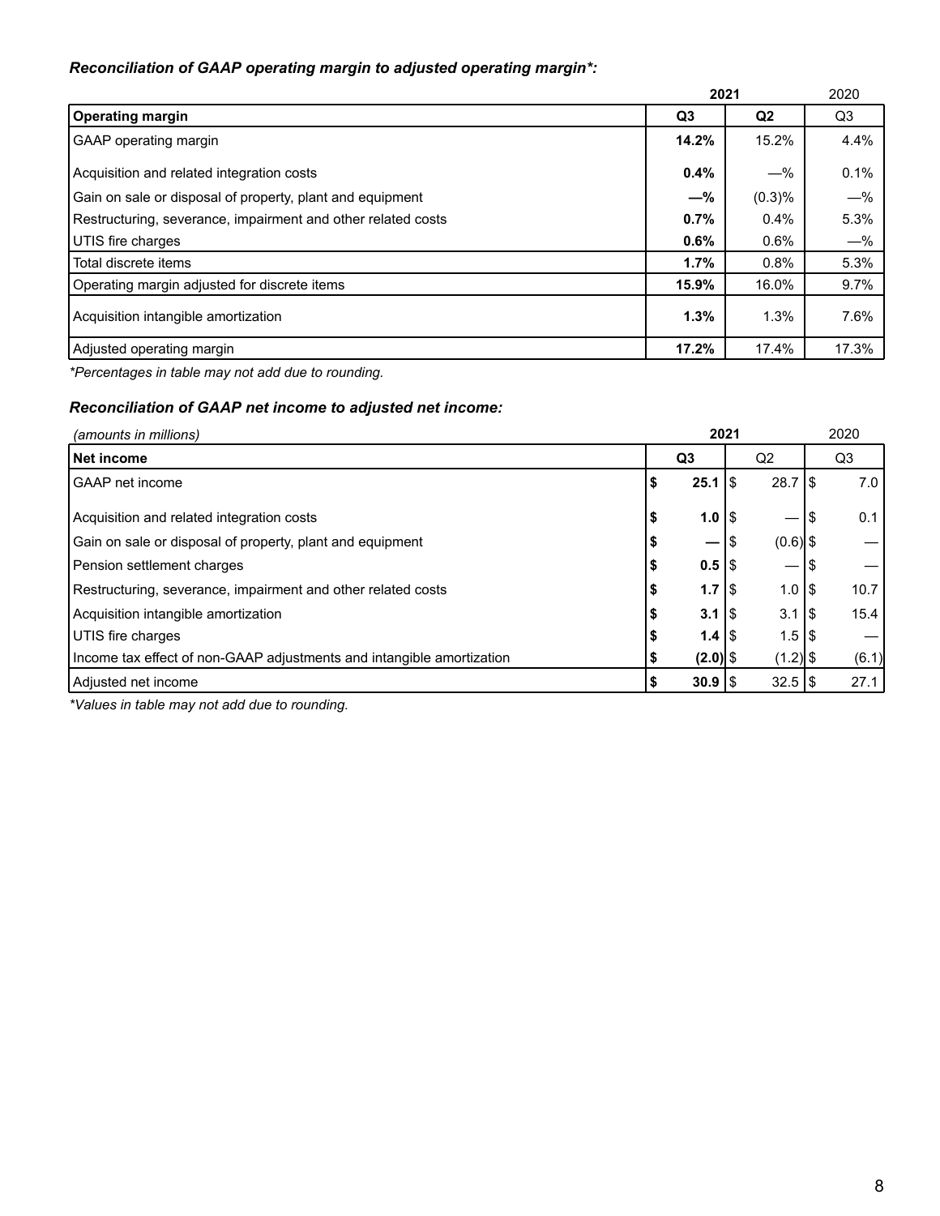### *Reconciliation of GAAP operating margin to adjusted operating margin*:*

| | 2021 | | 2020 |
|---|---|---|---|
| **Operating margin** | **Q3** | **Q2** | Q3 |
| GAAP operating margin | **14.2%** | 15.2% | 4.4% |
| Acquisition and related integration costs | **0.4%** | —% | 0.1% |
| Gain on sale or disposal of property, plant and equipment | **—%** | (0.3)% | —% |
| Restructuring, severance, impairment and other related costs | **0.7%** | 0.4% | 5.3% |
| UTIS fire charges | **0.6%** | 0.6% | —% |
| Total discrete items | **1.7%** | 0.8% | 5.3% |
| Operating margin adjusted for discrete items | **15.9%** | 16.0% | 9.7% |
| Acquisition intangible amortization | **1.3%** | 1.3% | 7.6% |
| Adjusted operating margin | **17.2%** | 17.4% | 17.3% |

*\*Percentages in table may not add due to rounding.*

### *Reconciliation of GAAP net income to adjusted net income:*

| *(amounts in millions)* | 2021 | | 2020 |
|---|---|---|---|
| **Net income** | Q3 | Q2 | Q3 |
| GAAP net income | **$ 25.1** | $ 28.7 | $ 7.0 |
| Acquisition and related integration costs | **$ 1.0** | $ — | $ 0.1 |
| Gain on sale or disposal of property, plant and equipment | **$ —** | $ (0.6) | $ — |
| Pension settlement charges | **$ 0.5** | $ — | $ — |
| Restructuring, severance, impairment and other related costs | **$ 1.7** | $ 1.0 | $ 10.7 |
| Acquisition intangible amortization | **$ 3.1** | $ 3.1 | $ 15.4 |
| UTIS fire charges | **$ 1.4** | $ 1.5 | $ — |
| Income tax effect of non-GAAP adjustments and intangible amortization | **$ (2.0)** | $ (1.2) | $ (6.1) |
| Adjusted net income | **$ 30.9** | $ 32.5 | $ 27.1 |

*\*Values in table may not add due to rounding.*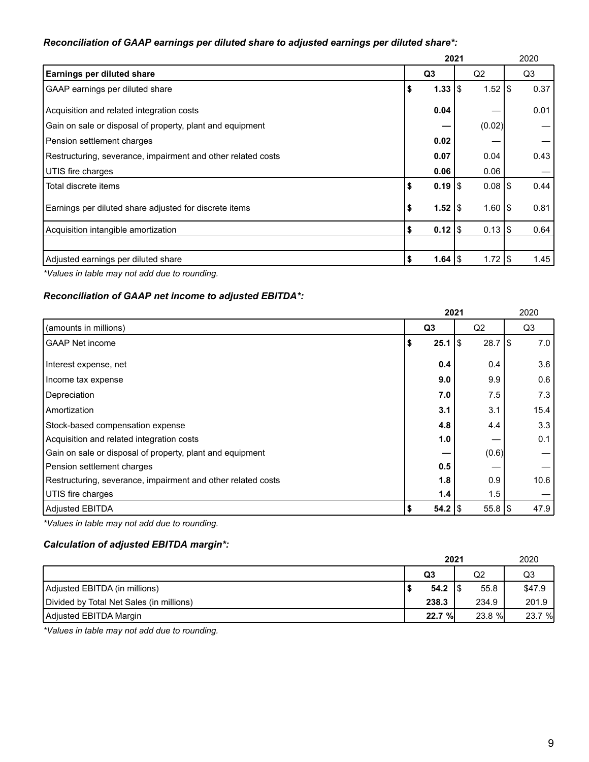***Reconciliation of GAAP earnings per diluted share to adjusted earnings per diluted share*:***

| | **2021** | | 2020 |
|---|---|---|---|
| **Earnings per diluted share** | **Q3** | Q2 | Q3 |
| GAAP earnings per diluted share | **$ 1.33** | $ 1.52 | $ 0.37 |
| Acquisition and related integration costs | **0.04** | — | 0.01 |
| Gain on sale or disposal of property, plant and equipment | **—** | (0.02) | — |
| Pension settlement charges | **0.02** | — | — |
| Restructuring, severance, impairment and other related costs | **0.07** | 0.04 | 0.43 |
| UTIS fire charges | **0.06** | 0.06 | — |
| Total discrete items | **$ 0.19** | $ 0.08 | $ 0.44 |
| Earnings per diluted share adjusted for discrete items | **$ 1.52** | $ 1.60 | $ 0.81 |
| Acquisition intangible amortization | **$ 0.12** | $ 0.13 | $ 0.64 |
| | | | |
| Adjusted earnings per diluted share | **$ 1.64** | $ 1.72 | $ 1.45 |

**Values in table may not add due to rounding.*

***Reconciliation of GAAP net income to adjusted EBITDA*:***

| | **2021** | | 2020 |
|---|---|---|---|
| (amounts in millions) | **Q3** | Q2 | Q3 |
| GAAP Net income | **$ 25.1** | $ 28.7 | $ 7.0 |
| Interest expense, net | **0.4** | 0.4 | 3.6 |
| Income tax expense | **9.0** | 9.9 | 0.6 |
| Depreciation | **7.0** | 7.5 | 7.3 |
| Amortization | **3.1** | 3.1 | 15.4 |
| Stock-based compensation expense | **4.8** | 4.4 | 3.3 |
| Acquisition and related integration costs | **1.0** | — | 0.1 |
| Gain on sale or disposal of property, plant and equipment | **—** | (0.6) | — |
| Pension settlement charges | **0.5** | — | — |
| Restructuring, severance, impairment and other related costs | **1.8** | 0.9 | 10.6 |
| UTIS fire charges | **1.4** | 1.5 | — |
| Adjusted EBITDA | **$ 54.2** | $ 55.8 | $ 47.9 |

**Values in table may not add due to rounding.*

***Calculation of adjusted EBITDA margin*:***

| | **2021** | | 2020 |
|---|---|---|---|
| | **Q3** | Q2 | Q3 |
| Adjusted EBITDA (in millions) | **$ 54.2** | $ 55.8 | $47.9 |
| Divided by Total Net Sales (in millions) | **238.3** | 234.9 | 201.9 |
| Adjusted EBITDA Margin | **22.7 %** | 23.8 % | 23.7 % |

**Values in table may not add due to rounding.*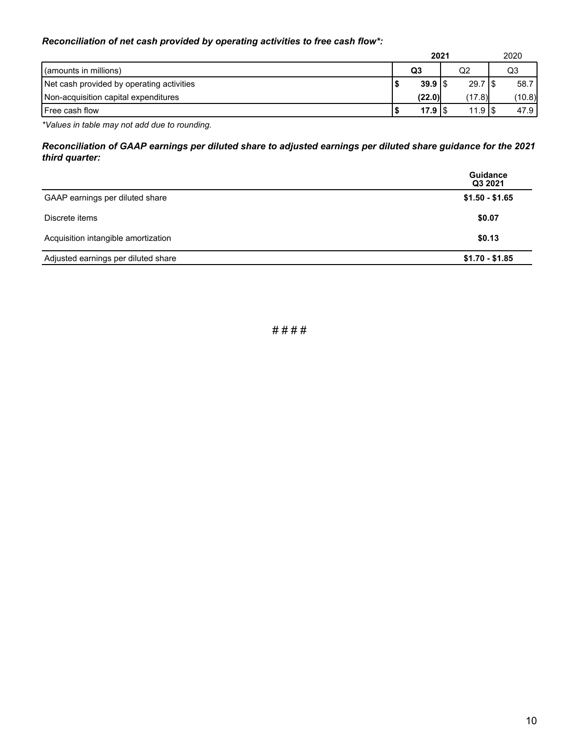***Reconciliation of net cash provided by operating activities to free cash flow*:***

| (amounts in millions) | 2021 Q3 | 2021 Q2 | 2020 Q3 |
|---|---|---|---|
| Net cash provided by operating activities | **$ 39.9** | $ 29.7 | $ 58.7 |
| Non-acquisition capital expenditures | **(22.0)** | (17.8) | (10.8) |
| Free cash flow | **$ 17.9** | $ 11.9 | $ 47.9 |

**Values in table may not add due to rounding.*

***Reconciliation of GAAP earnings per diluted share to adjusted earnings per diluted share guidance for the 2021 third quarter:***

| | Guidance Q3 2021 |
|---|---|
| GAAP earnings per diluted share | **$1.50 - $1.65** |
| Discrete items | **$0.07** |
| Acquisition intangible amortization | **$0.13** |
| Adjusted earnings per diluted share | **$1.70 - $1.85** |

# # # #